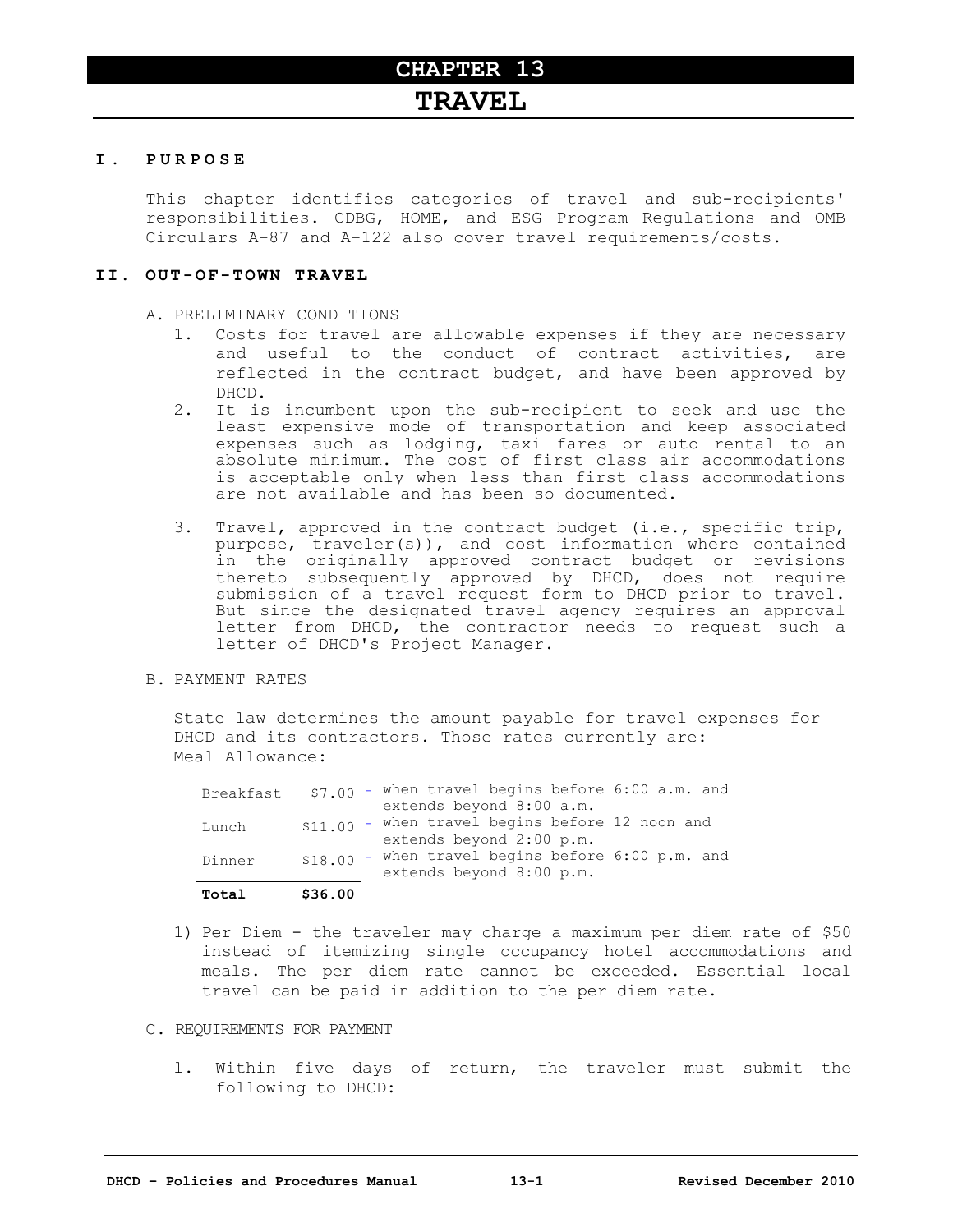# CHAPTER 13
# TRAVEL

## I. PURPOSE

This chapter identifies categories of travel and sub-recipients' responsibilities. CDBG, HOME, and ESG Program Regulations and OMB Circulars A-87 and A-122 also cover travel requirements/costs.

## II. OUT-OF-TOWN TRAVEL

A. PRELIMINARY CONDITIONS

1. Costs for travel are allowable expenses if they are necessary and useful to the conduct of contract activities, are reflected in the contract budget, and have been approved by DHCD.
2. It is incumbent upon the sub-recipient to seek and use the least expensive mode of transportation and keep associated expenses such as lodging, taxi fares or auto rental to an absolute minimum. The cost of first class air accommodations is acceptable only when less than first class accommodations are not available and has been so documented.
3. Travel, approved in the contract budget (i.e., specific trip, purpose, traveler(s)), and cost information where contained in the originally approved contract budget or revisions thereto subsequently approved by DHCD, does not require submission of a travel request form to DHCD prior to travel. But since the designated travel agency requires an approval letter from DHCD, the contractor needs to request such a letter of DHCD's Project Manager.

B. PAYMENT RATES

State law determines the amount payable for travel expenses for DHCD and its contractors. Those rates currently are:
Meal Allowance:

| Meal | Amount | Condition |
|---|---|---|
| Breakfast | $7.00 | - when travel begins before 6:00 a.m. and extends beyond 8:00 a.m. |
| Lunch | $11.00 | - when travel begins before 12 noon and extends beyond 2:00 p.m. |
| Dinner | $18.00 | - when travel begins before 6:00 p.m. and extends beyond 8:00 p.m. |
| **Total** | **$36.00** | |

1) Per Diem - the traveler may charge a maximum per diem rate of $50 instead of itemizing single occupancy hotel accommodations and meals. The per diem rate cannot be exceeded. Essential local travel can be paid in addition to the per diem rate.

C. REQUIREMENTS FOR PAYMENT

1. Within five days of return, the traveler must submit the following to DHCD: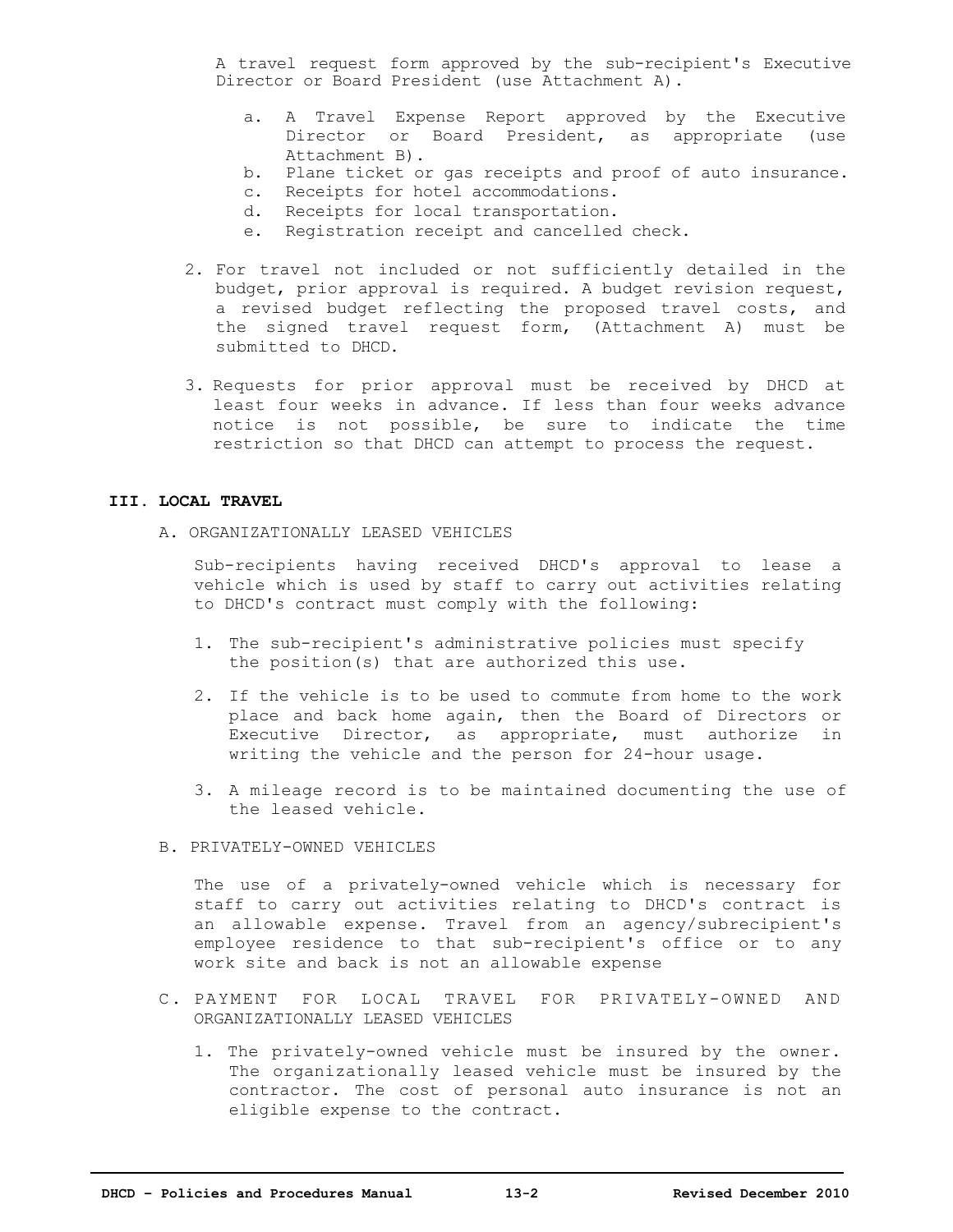A travel request form approved by the sub-recipient's Executive Director or Board President (use Attachment A).

a. A Travel Expense Report approved by the Executive Director or Board President, as appropriate (use Attachment B).
b. Plane ticket or gas receipts and proof of auto insurance.
c. Receipts for hotel accommodations.
d. Receipts for local transportation.
e. Registration receipt and cancelled check.

2. For travel not included or not sufficiently detailed in the budget, prior approval is required. A budget revision request, a revised budget reflecting the proposed travel costs, and the signed travel request form, (Attachment A) must be submitted to DHCD.

3. Requests for prior approval must be received by DHCD at least four weeks in advance. If less than four weeks advance notice is not possible, be sure to indicate the time restriction so that DHCD can attempt to process the request.

## III. LOCAL TRAVEL

### A. ORGANIZATIONALLY LEASED VEHICLES

Sub-recipients having received DHCD's approval to lease a vehicle which is used by staff to carry out activities relating to DHCD's contract must comply with the following:

1. The sub-recipient's administrative policies must specify the position(s) that are authorized this use.

2. If the vehicle is to be used to commute from home to the work place and back home again, then the Board of Directors or Executive Director, as appropriate, must authorize in writing the vehicle and the person for 24-hour usage.

3. A mileage record is to be maintained documenting the use of the leased vehicle.

### B. PRIVATELY-OWNED VEHICLES

The use of a privately-owned vehicle which is necessary for staff to carry out activities relating to DHCD's contract is an allowable expense. Travel from an agency/subrecipient's employee residence to that sub-recipient's office or to any work site and back is not an allowable expense

### C. PAYMENT FOR LOCAL TRAVEL FOR PRIVATELY-OWNED AND ORGANIZATIONALLY LEASED VEHICLES

1. The privately-owned vehicle must be insured by the owner. The organizationally leased vehicle must be insured by the contractor. The cost of personal auto insurance is not an eligible expense to the contract.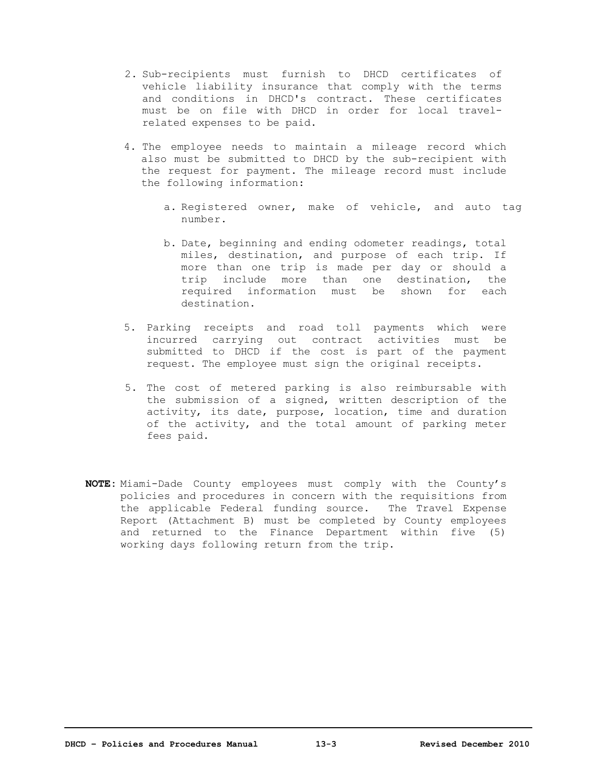2. Sub-recipients must furnish to DHCD certificates of vehicle liability insurance that comply with the terms and conditions in DHCD's contract. These certificates must be on file with DHCD in order for local travel-related expenses to be paid.

4. The employee needs to maintain a mileage record which also must be submitted to DHCD by the sub-recipient with the request for payment. The mileage record must include the following information:

   a. Registered owner, make of vehicle, and auto tag number.

   b. Date, beginning and ending odometer readings, total miles, destination, and purpose of each trip. If more than one trip is made per day or should a trip include more than one destination, the required information must be shown for each destination.

5. Parking receipts and road toll payments which were incurred carrying out contract activities must be submitted to DHCD if the cost is part of the payment request. The employee must sign the original receipts.

5. The cost of metered parking is also reimbursable with the submission of a signed, written description of the activity, its date, purpose, location, time and duration of the activity, and the total amount of parking meter fees paid.

**NOTE:** Miami-Dade County employees must comply with the County's policies and procedures in concern with the requisitions from the applicable Federal funding source. The Travel Expense Report (Attachment B) must be completed by County employees and returned to the Finance Department within five (5) working days following return from the trip.